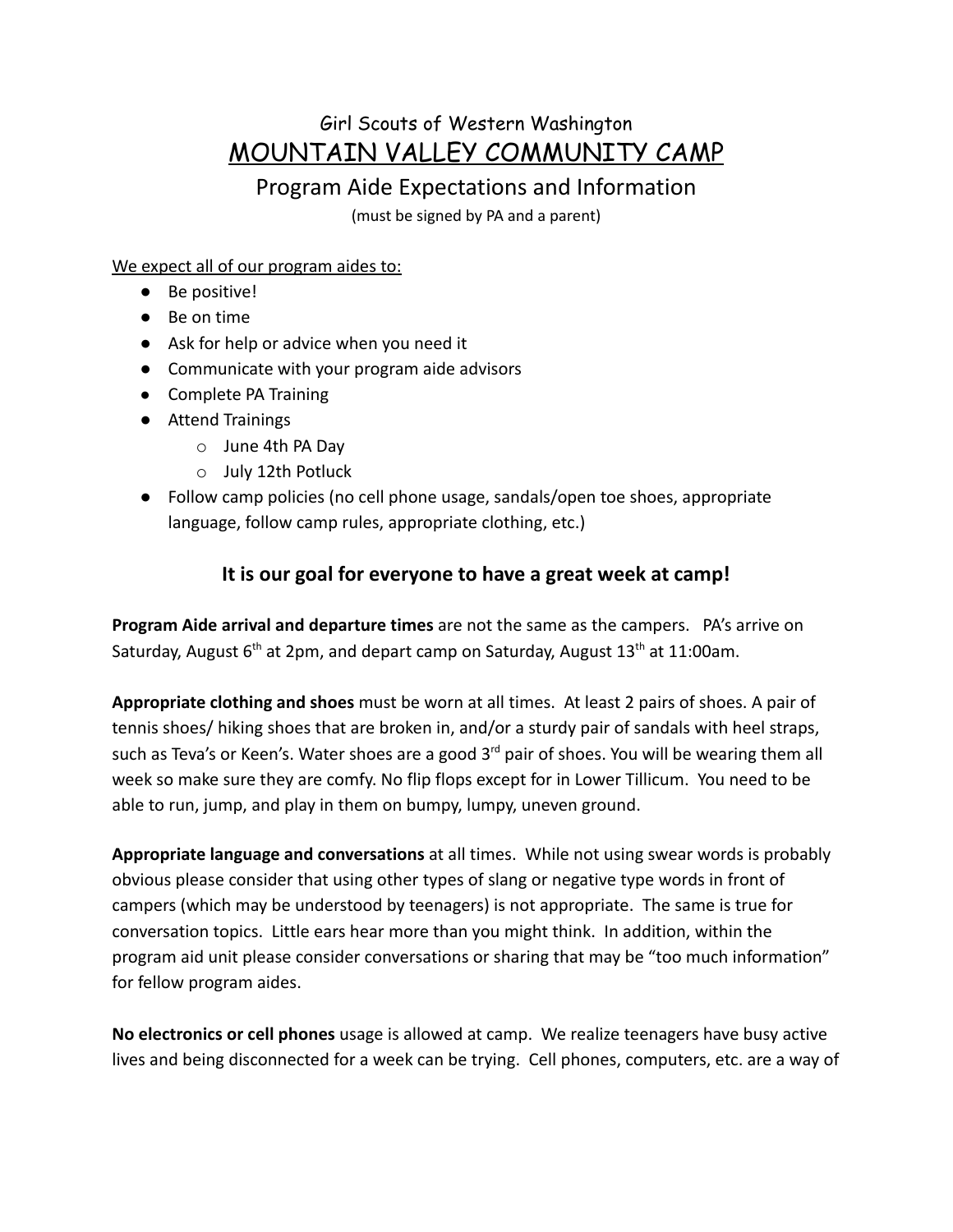# Girl Scouts of Western Washington

# MOUNTAIN VALLEY COMMUNITY CAMP

## Program Aide Expectations and Information

(must be signed by PA and a parent)

We expect all of our program aides to:

- Be positive!
- Be on time
- Ask for help or advice when you need it
- Communicate with your program aide advisors
- Complete PA Training
- Attend Trainings
  - June 4th PA Day
  - July 12th Potluck
- Follow camp policies (no cell phone usage, sandals/open toe shoes, appropriate language, follow camp rules, appropriate clothing, etc.)

### It is our goal for everyone to have a great week at camp!

**Program Aide arrival and departure times** are not the same as the campers. PA's arrive on Saturday, August 6th at 2pm, and depart camp on Saturday, August 13th at 11:00am.

**Appropriate clothing and shoes** must be worn at all times. At least 2 pairs of shoes. A pair of tennis shoes/ hiking shoes that are broken in, and/or a sturdy pair of sandals with heel straps, such as Teva's or Keen's. Water shoes are a good 3rd pair of shoes. You will be wearing them all week so make sure they are comfy. No flip flops except for in Lower Tillicum. You need to be able to run, jump, and play in them on bumpy, lumpy, uneven ground.

**Appropriate language and conversations** at all times. While not using swear words is probably obvious please consider that using other types of slang or negative type words in front of campers (which may be understood by teenagers) is not appropriate. The same is true for conversation topics. Little ears hear more than you might think. In addition, within the program aid unit please consider conversations or sharing that may be "too much information" for fellow program aides.

**No electronics or cell phones** usage is allowed at camp. We realize teenagers have busy active lives and being disconnected for a week can be trying. Cell phones, computers, etc. are a way of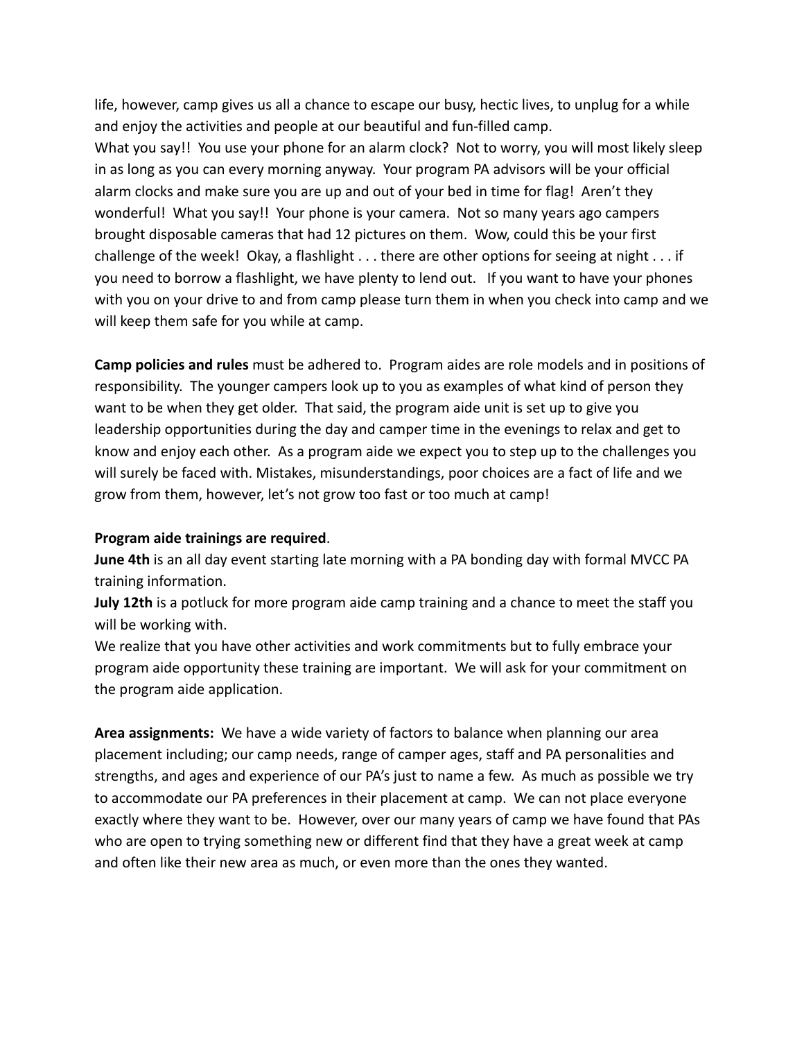life, however, camp gives us all a chance to escape our busy, hectic lives, to unplug for a while and enjoy the activities and people at our beautiful and fun-filled camp.
What you say!! You use your phone for an alarm clock? Not to worry, you will most likely sleep in as long as you can every morning anyway. Your program PA advisors will be your official alarm clocks and make sure you are up and out of your bed in time for flag! Aren't they wonderful! What you say!! Your phone is your camera. Not so many years ago campers brought disposable cameras that had 12 pictures on them. Wow, could this be your first challenge of the week! Okay, a flashlight . . . there are other options for seeing at night . . . if you need to borrow a flashlight, we have plenty to lend out. If you want to have your phones with you on your drive to and from camp please turn them in when you check into camp and we will keep them safe for you while at camp.

**Camp policies and rules** must be adhered to. Program aides are role models and in positions of responsibility. The younger campers look up to you as examples of what kind of person they want to be when they get older. That said, the program aide unit is set up to give you leadership opportunities during the day and camper time in the evenings to relax and get to know and enjoy each other. As a program aide we expect you to step up to the challenges you will surely be faced with. Mistakes, misunderstandings, poor choices are a fact of life and we grow from them, however, let's not grow too fast or too much at camp!

**Program aide trainings are required**.
**June 4th** is an all day event starting late morning with a PA bonding day with formal MVCC PA training information.
**July 12th** is a potluck for more program aide camp training and a chance to meet the staff you will be working with.
We realize that you have other activities and work commitments but to fully embrace your program aide opportunity these training are important. We will ask for your commitment on the program aide application.

**Area assignments:** We have a wide variety of factors to balance when planning our area placement including; our camp needs, range of camper ages, staff and PA personalities and strengths, and ages and experience of our PA's just to name a few. As much as possible we try to accommodate our PA preferences in their placement at camp. We can not place everyone exactly where they want to be. However, over our many years of camp we have found that PAs who are open to trying something new or different find that they have a great week at camp and often like their new area as much, or even more than the ones they wanted.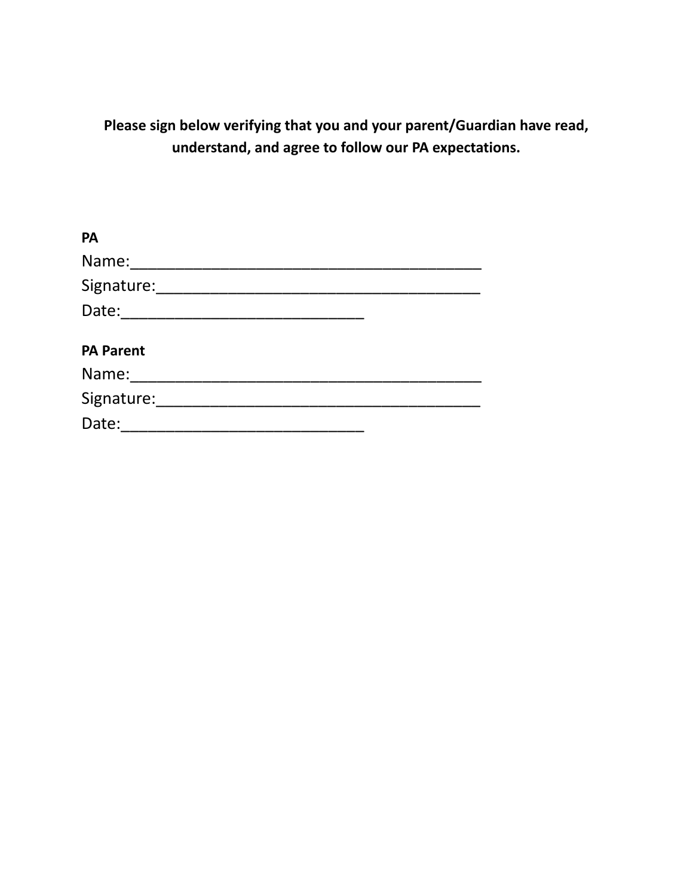**Please sign below verifying that you and your parent/Guardian have read, understand, and agree to follow our PA expectations.**

**PA**

Name:________________________________________

Signature:_____________________________________

Date:____________________________

**PA Parent**

Name:________________________________________

Signature:_____________________________________

Date:____________________________